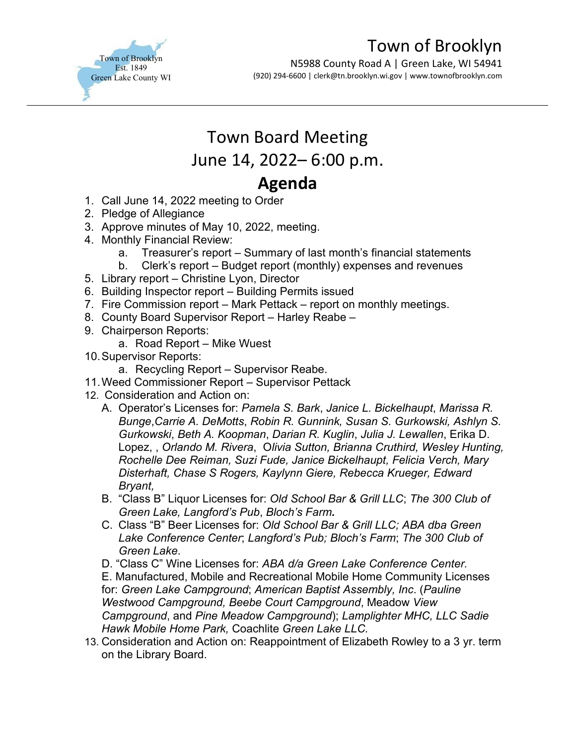# Town of Brooklyn

Town of Brooklyn
Est. 1849
Green Lake County WI

N5988 County Road A | Green Lake, WI 54941
(920) 294-6600 | clerk@tn.brooklyn.wi.gov | www.townofbrooklyn.com

## Town Board Meeting
## June 14, 2022– 6:00 p.m.
## **Agenda**

1. Call June 14, 2022 meeting to Order
2. Pledge of Allegiance
3. Approve minutes of May 10, 2022, meeting.
4. Monthly Financial Review:
   a. Treasurer's report – Summary of last month's financial statements
   b. Clerk's report – Budget report (monthly) expenses and revenues
5. Library report – Christine Lyon, Director
6. Building Inspector report – Building Permits issued
7. Fire Commission report – Mark Pettack – report on monthly meetings.
8. County Board Supervisor Report – Harley Reabe –
9. Chairperson Reports:
   a. Road Report – Mike Wuest
10. Supervisor Reports:
    a. Recycling Report – Supervisor Reabe.
11. Weed Commissioner Report – Supervisor Pettack
12. Consideration and Action on:
    A. Operator's Licenses for: *Pamela S. Bark*, *Janice L. Bickelhaupt*, *Marissa R. Bunge*,*Carrie A. DeMotts*, *Robin R. Gunnink, Susan S. Gurkowski, Ashlyn S. Gurkowski*, *Beth A. Koopman*, *Darian R. Kuglin*, *Julia J. Lewallen*, Erika D. Lopez, , *Orlando M. Rivera*, O*livia Sutton, Brianna Cruthird, Wesley Hunting, Rochelle Dee Reiman, Suzi Fude, Janice Bickelhaupt, Felicia Verch, Mary Disterhaft, Chase S Rogers, Kaylynn Giere, Rebecca Krueger, Edward Bryant,*
    B. "Class B" Liquor Licenses for: *Old School Bar & Grill LLC*; *The 300 Club of Green Lake, Langford's Pub*, *Bloch's Farm***.**
    C. Class "B" Beer Licenses for: *Old School Bar & Grill LLC; ABA dba Green Lake Conference Center*; *Langford's Pub; Bloch's Farm*; *The 300 Club of Green Lake*.
    D. "Class C" Wine Licenses for: *ABA d/a Green Lake Conference Center.*
    E. Manufactured, Mobile and Recreational Mobile Home Community Licenses for: *Green Lake Campground*; *American Baptist Assembly, Inc*. (*Pauline Westwood Campground, Beebe Court Campground*, Meadow *View Campground*, and *Pine Meadow Campground*); *Lamplighter MHC, LLC Sadie Hawk Mobile Home Park,* Coachlite *Green Lake LLC.*
13. Consideration and Action on: Reappointment of Elizabeth Rowley to a 3 yr. term on the Library Board.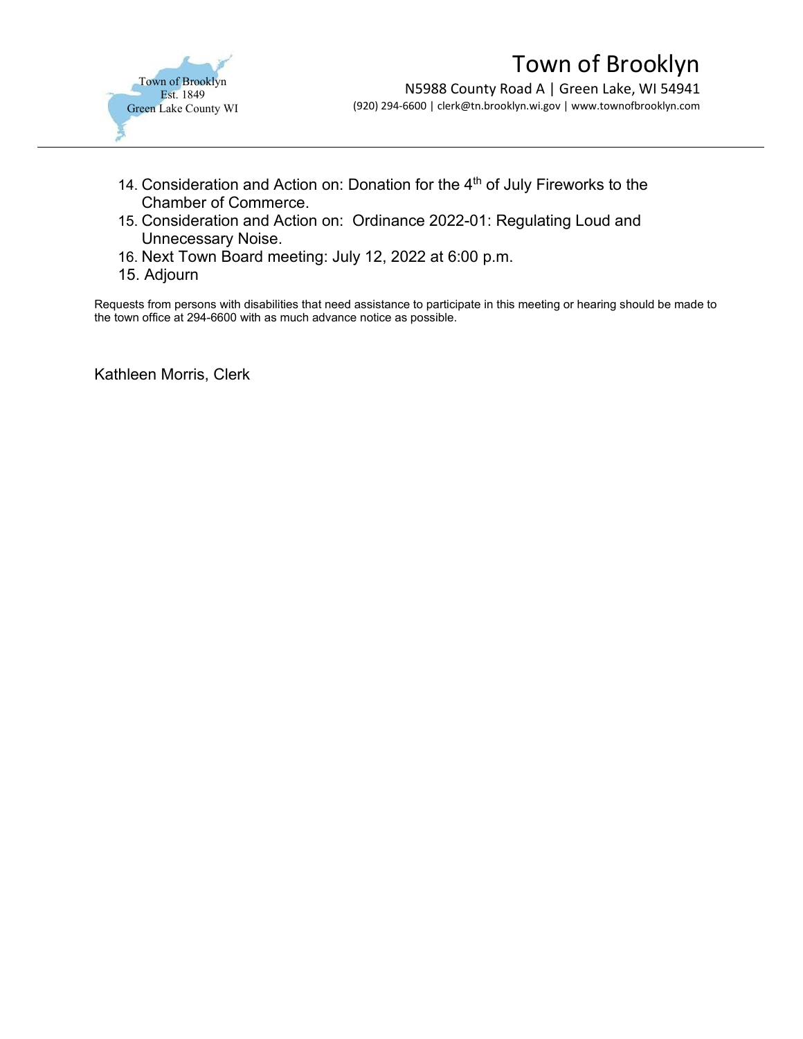14. Consideration and Action on: Donation for the 4th of July Fireworks to the Chamber of Commerce.
15. Consideration and Action on: Ordinance 2022-01: Regulating Loud and Unnecessary Noise.
16. Next Town Board meeting: July 12, 2022 at 6:00 p.m.
15. Adjourn

Requests from persons with disabilities that need assistance to participate in this meeting or hearing should be made to the town office at 294-6600 with as much advance notice as possible.

Kathleen Morris, Clerk